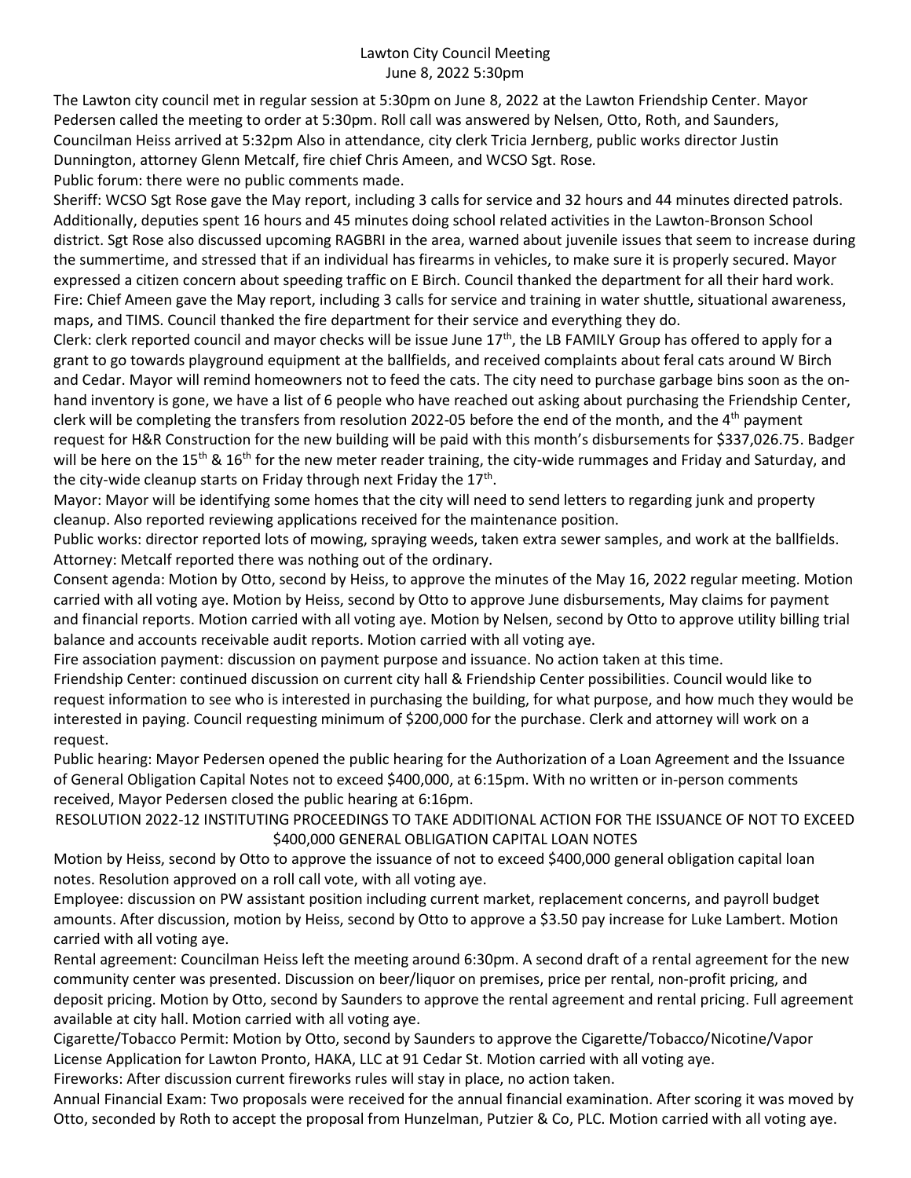# Lawton City Council Meeting
June 8, 2022 5:30pm

The Lawton city council met in regular session at 5:30pm on June 8, 2022 at the Lawton Friendship Center. Mayor Pedersen called the meeting to order at 5:30pm. Roll call was answered by Nelsen, Otto, Roth, and Saunders, Councilman Heiss arrived at 5:32pm Also in attendance, city clerk Tricia Jernberg, public works director Justin Dunnington, attorney Glenn Metcalf, fire chief Chris Ameen, and WCSO Sgt. Rose.

Public forum: there were no public comments made.

Sheriff: WCSO Sgt Rose gave the May report, including 3 calls for service and 32 hours and 44 minutes directed patrols. Additionally, deputies spent 16 hours and 45 minutes doing school related activities in the Lawton-Bronson School district. Sgt Rose also discussed upcoming RAGBRI in the area, warned about juvenile issues that seem to increase during the summertime, and stressed that if an individual has firearms in vehicles, to make sure it is properly secured. Mayor expressed a citizen concern about speeding traffic on E Birch. Council thanked the department for all their hard work.

Fire: Chief Ameen gave the May report, including 3 calls for service and training in water shuttle, situational awareness, maps, and TIMS. Council thanked the fire department for their service and everything they do.

Clerk: clerk reported council and mayor checks will be issue June 17th, the LB FAMILY Group has offered to apply for a grant to go towards playground equipment at the ballfields, and received complaints about feral cats around W Birch and Cedar. Mayor will remind homeowners not to feed the cats. The city need to purchase garbage bins soon as the on-hand inventory is gone, we have a list of 6 people who have reached out asking about purchasing the Friendship Center, clerk will be completing the transfers from resolution 2022-05 before the end of the month, and the 4th payment request for H&R Construction for the new building will be paid with this month's disbursements for $337,026.75. Badger will be here on the 15th & 16th for the new meter reader training, the city-wide rummages and Friday and Saturday, and the city-wide cleanup starts on Friday through next Friday the 17th.

Mayor: Mayor will be identifying some homes that the city will need to send letters to regarding junk and property cleanup. Also reported reviewing applications received for the maintenance position.

Public works: director reported lots of mowing, spraying weeds, taken extra sewer samples, and work at the ballfields.

Attorney: Metcalf reported there was nothing out of the ordinary.

Consent agenda: Motion by Otto, second by Heiss, to approve the minutes of the May 16, 2022 regular meeting. Motion carried with all voting aye. Motion by Heiss, second by Otto to approve June disbursements, May claims for payment and financial reports. Motion carried with all voting aye. Motion by Nelsen, second by Otto to approve utility billing trial balance and accounts receivable audit reports. Motion carried with all voting aye.

Fire association payment: discussion on payment purpose and issuance. No action taken at this time.

Friendship Center: continued discussion on current city hall & Friendship Center possibilities. Council would like to request information to see who is interested in purchasing the building, for what purpose, and how much they would be interested in paying. Council requesting minimum of $200,000 for the purchase. Clerk and attorney will work on a request.

Public hearing: Mayor Pedersen opened the public hearing for the Authorization of a Loan Agreement and the Issuance of General Obligation Capital Notes not to exceed $400,000, at 6:15pm. With no written or in-person comments received, Mayor Pedersen closed the public hearing at 6:16pm.

RESOLUTION 2022-12 INSTITUTING PROCEEDINGS TO TAKE ADDITIONAL ACTION FOR THE ISSUANCE OF NOT TO EXCEED $400,000 GENERAL OBLIGATION CAPITAL LOAN NOTES

Motion by Heiss, second by Otto to approve the issuance of not to exceed $400,000 general obligation capital loan notes. Resolution approved on a roll call vote, with all voting aye.

Employee: discussion on PW assistant position including current market, replacement concerns, and payroll budget amounts. After discussion, motion by Heiss, second by Otto to approve a $3.50 pay increase for Luke Lambert. Motion carried with all voting aye.

Rental agreement: Councilman Heiss left the meeting around 6:30pm. A second draft of a rental agreement for the new community center was presented. Discussion on beer/liquor on premises, price per rental, non-profit pricing, and deposit pricing. Motion by Otto, second by Saunders to approve the rental agreement and rental pricing. Full agreement available at city hall. Motion carried with all voting aye.

Cigarette/Tobacco Permit: Motion by Otto, second by Saunders to approve the Cigarette/Tobacco/Nicotine/Vapor License Application for Lawton Pronto, HAKA, LLC at 91 Cedar St. Motion carried with all voting aye.

Fireworks: After discussion current fireworks rules will stay in place, no action taken.

Annual Financial Exam: Two proposals were received for the annual financial examination. After scoring it was moved by Otto, seconded by Roth to accept the proposal from Hunzelman, Putzier & Co, PLC. Motion carried with all voting aye.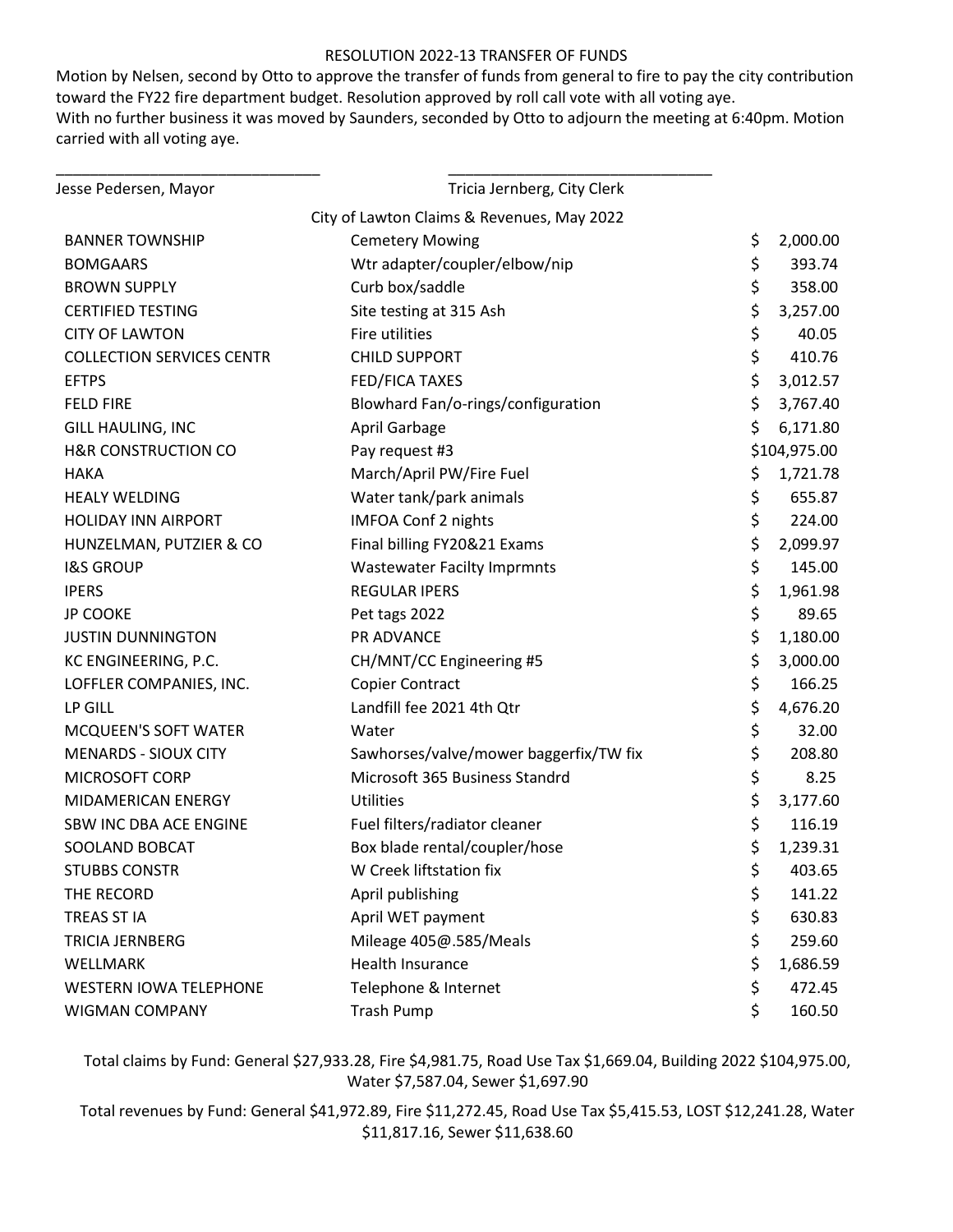RESOLUTION 2022-13 TRANSFER OF FUNDS

Motion by Nelsen, second by Otto to approve the transfer of funds from general to fire to pay the city contribution toward the FY22 fire department budget. Resolution approved by roll call vote with all voting aye.

With no further business it was moved by Saunders, seconded by Otto to adjourn the meeting at 6:40pm. Motion carried with all voting aye.

_______________________________ Jesse Pedersen, Mayor

_______________________________ Tricia Jernberg, City Clerk

City of Lawton Claims & Revenues, May 2022

| | | |
|---|---|---|
| BANNER TOWNSHIP | Cemetery Mowing | $ 2,000.00 |
| BOMGAARS | Wtr adapter/coupler/elbow/nip | $ 393.74 |
| BROWN SUPPLY | Curb box/saddle | $ 358.00 |
| CERTIFIED TESTING | Site testing at 315 Ash | $ 3,257.00 |
| CITY OF LAWTON | Fire utilities | $ 40.05 |
| COLLECTION SERVICES CENTR | CHILD SUPPORT | $ 410.76 |
| EFTPS | FED/FICA TAXES | $ 3,012.57 |
| FELD FIRE | Blowhard Fan/o-rings/configuration | $ 3,767.40 |
| GILL HAULING, INC | April Garbage | $ 6,171.80 |
| H&R CONSTRUCTION CO | Pay request #3 | $104,975.00 |
| HAKA | March/April PW/Fire Fuel | $ 1,721.78 |
| HEALY WELDING | Water tank/park animals | $ 655.87 |
| HOLIDAY INN AIRPORT | IMFOA Conf 2 nights | $ 224.00 |
| HUNZELMAN, PUTZIER & CO | Final billing FY20&21 Exams | $ 2,099.97 |
| I&S GROUP | Wastewater Facilty Imprmnts | $ 145.00 |
| IPERS | REGULAR IPERS | $ 1,961.98 |
| JP COOKE | Pet tags 2022 | $ 89.65 |
| JUSTIN DUNNINGTON | PR ADVANCE | $ 1,180.00 |
| KC ENGINEERING, P.C. | CH/MNT/CC Engineering #5 | $ 3,000.00 |
| LOFFLER COMPANIES, INC. | Copier Contract | $ 166.25 |
| LP GILL | Landfill fee 2021 4th Qtr | $ 4,676.20 |
| MCQUEEN'S SOFT WATER | Water | $ 32.00 |
| MENARDS - SIOUX CITY | Sawhorses/valve/mower baggerfix/TW fix | $ 208.80 |
| MICROSOFT CORP | Microsoft 365 Business Standrd | $ 8.25 |
| MIDAMERICAN ENERGY | Utilities | $ 3,177.60 |
| SBW INC DBA ACE ENGINE | Fuel filters/radiator cleaner | $ 116.19 |
| SOOLAND BOBCAT | Box blade rental/coupler/hose | $ 1,239.31 |
| STUBBS CONSTR | W Creek liftstation fix | $ 403.65 |
| THE RECORD | April publishing | $ 141.22 |
| TREAS ST IA | April WET payment | $ 630.83 |
| TRICIA JERNBERG | Mileage 405@.585/Meals | $ 259.60 |
| WELLMARK | Health Insurance | $ 1,686.59 |
| WESTERN IOWA TELEPHONE | Telephone & Internet | $ 472.45 |
| WIGMAN COMPANY | Trash Pump | $ 160.50 |

Total claims by Fund: General $27,933.28, Fire $4,981.75, Road Use Tax $1,669.04, Building 2022 $104,975.00, Water $7,587.04, Sewer $1,697.90

Total revenues by Fund: General $41,972.89, Fire $11,272.45, Road Use Tax $5,415.53, LOST $12,241.28, Water $11,817.16, Sewer $11,638.60